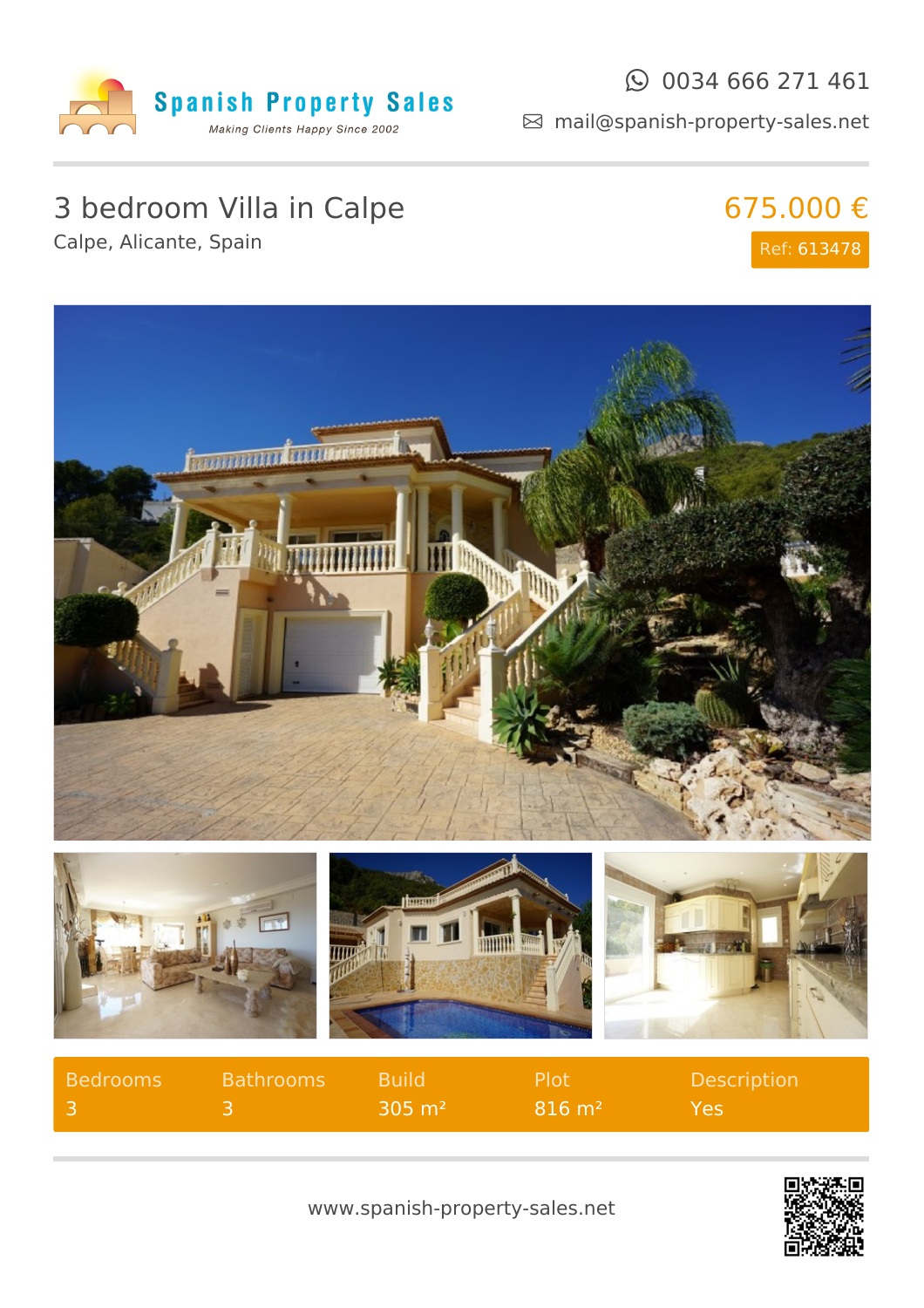Spanish Property Sales

*Making Clients Happy Since 2002*

0034 666 271 461

mail@spanish-property-sales.net

# 3 bedroom Villa in Calpe

Calpe, Alicante, Spain

675.000 €

Ref: 613478

| Bedrooms | Bathrooms | Build | Plot | Description |
|---|---|---|---|---|
| 3 | 3 | 305 m² | 816 m² | Yes |

www.spanish-property-sales.net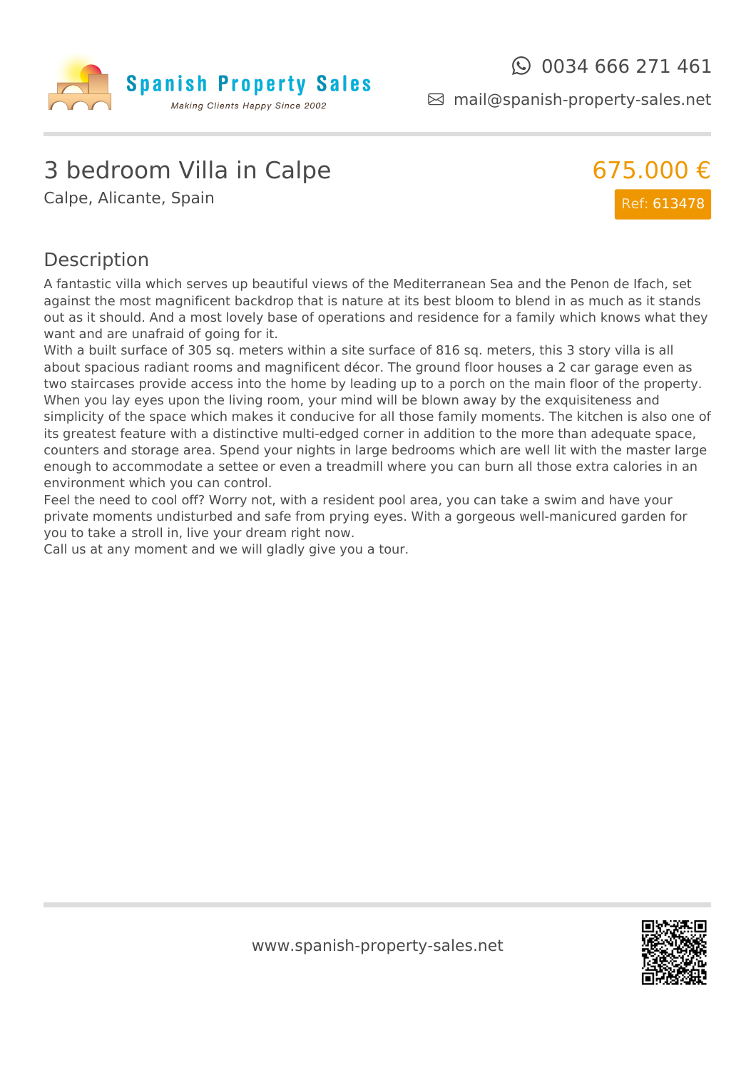# 3 bedroom Villa in Calpe

Calpe, Alicante, Spain

675.000 €

Ref: 613478

## Description

A fantastic villa which serves up beautiful views of the Mediterranean Sea and the Penon de Ifach, set against the most magnificent backdrop that is nature at its best bloom to blend in as much as it stands out as it should. And a most lovely base of operations and residence for a family which knows what they want and are unafraid of going for it.
With a built surface of 305 sq. meters within a site surface of 816 sq. meters, this 3 story villa is all about spacious radiant rooms and magnificent décor. The ground floor houses a 2 car garage even as two staircases provide access into the home by leading up to a porch on the main floor of the property. When you lay eyes upon the living room, your mind will be blown away by the exquisiteness and simplicity of the space which makes it conducive for all those family moments. The kitchen is also one of its greatest feature with a distinctive multi-edged corner in addition to the more than adequate space, counters and storage area. Spend your nights in large bedrooms which are well lit with the master large enough to accommodate a settee or even a treadmill where you can burn all those extra calories in an environment which you can control.
Feel the need to cool off? Worry not, with a resident pool area, you can take a swim and have your private moments undisturbed and safe from prying eyes. With a gorgeous well-manicured garden for you to take a stroll in, live your dream right now.
Call us at any moment and we will gladly give you a tour.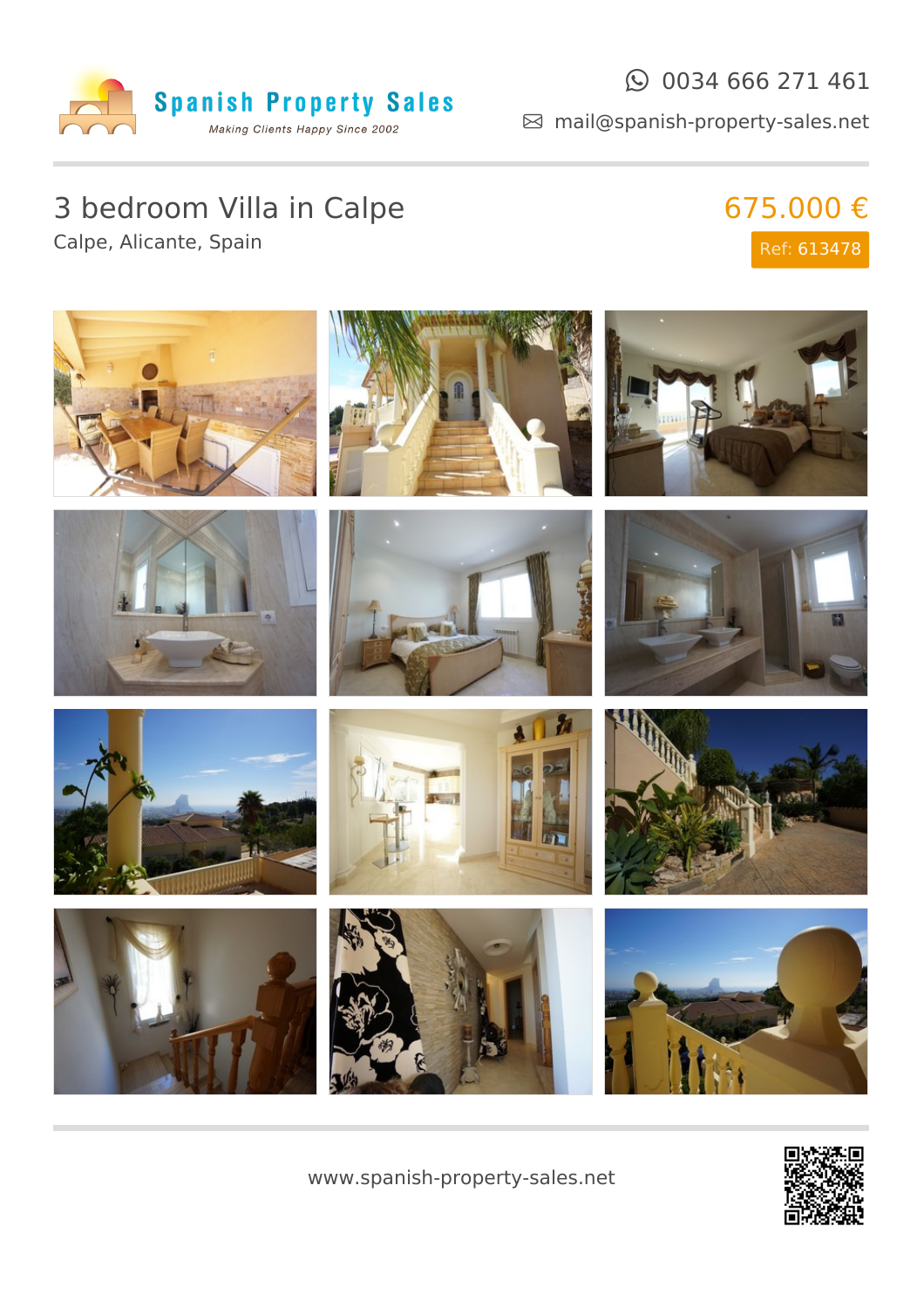Spanish Property Sales

*Making Clients Happy Since 2002*

0034 666 271 461

mail@spanish-property-sales.net

# 3 bedroom Villa in Calpe

Calpe, Alicante, Spain

675.000 €

Ref: 613478

www.spanish-property-sales.net